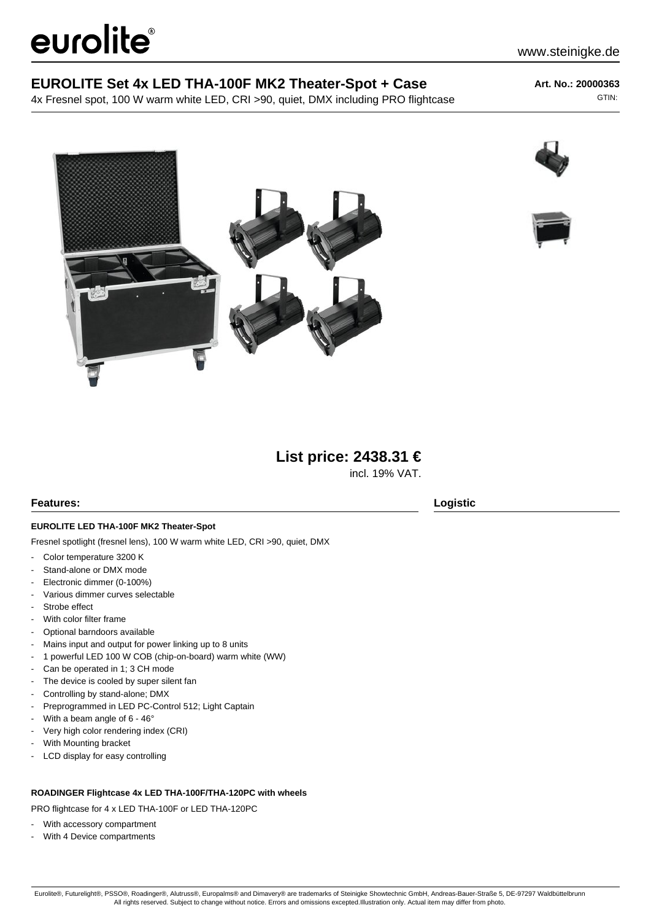# EUROLITE Set 4x LED THA-100F MK2 Theater-Spot + Case

4x Fresnel spot, 100 W warm white LED, CRI >90, quiet, DMX including PRO flightcase

**Art. No.: 20000363**

GTIN:

## List price: 2438.31 €

incl. 19% VAT.

## Features:

### EUROLITE LED THA-100F MK2 Theater-Spot

Fresnel spotlight (fresnel lens), 100 W warm white LED, CRI >90, quiet, DMX

- Color temperature 3200 K
- Stand-alone or DMX mode
- Electronic dimmer (0-100%)
- Various dimmer curves selectable
- Strobe effect
- With color filter frame
- Optional barndoors available
- Mains input and output for power linking up to 8 units
- 1 powerful LED 100 W COB (chip-on-board) warm white (WW)
- Can be operated in 1; 3 CH mode
- The device is cooled by super silent fan
- Controlling by stand-alone; DMX
- Preprogrammed in LED PC-Control 512; Light Captain
- With a beam angle of 6 - 46°
- Very high color rendering index (CRI)
- With Mounting bracket
- LCD display for easy controlling

### ROADINGER Flightcase 4x LED THA-100F/THA-120PC with wheels

PRO flightcase for 4 x LED THA-100F or LED THA-120PC

- With accessory compartment
- With 4 Device compartments

## Logistic

Eurolite®, Futurelight®, PSSO®, Roadinger®, Alutruss®, Europalms® and Dimavery® are trademarks of Steinigke Showtechnic GmbH, Andreas-Bauer-Straße 5, DE-97297 Waldbüttelbrunn
All rights reserved. Subject to change without notice. Errors and omissions excepted.Illustration only. Actual item may differ from photo.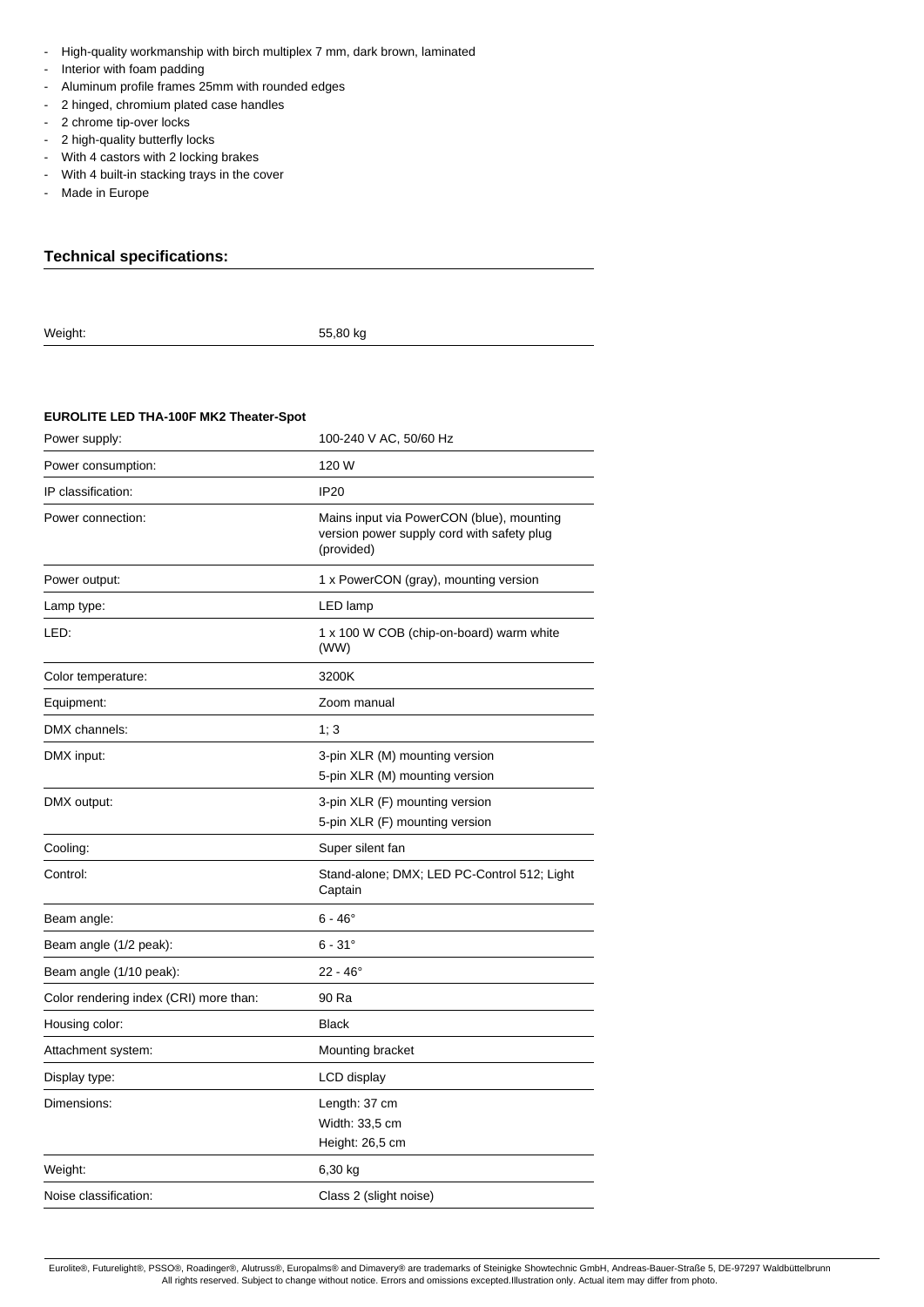- High-quality workmanship with birch multiplex 7 mm, dark brown, laminated
- Interior with foam padding
- Aluminum profile frames 25mm with rounded edges
- 2 hinged, chromium plated case handles
- 2 chrome tip-over locks
- 2 high-quality butterfly locks
- With 4 castors with 2 locking brakes
- With 4 built-in stacking trays in the cover
- Made in Europe

## Technical specifications:

| | |
|---|---|
| Weight: | 55,80 kg |

**EUROLITE LED THA-100F MK2 Theater-Spot**

| | |
|---|---|
| Power supply: | 100-240 V AC, 50/60 Hz |
| Power consumption: | 120 W |
| IP classification: | IP20 |
| Power connection: | Mains input via PowerCON (blue), mounting version power supply cord with safety plug (provided) |
| Power output: | 1 x PowerCON (gray), mounting version |
| Lamp type: | LED lamp |
| LED: | 1 x 100 W COB (chip-on-board) warm white (WW) |
| Color temperature: | 3200K |
| Equipment: | Zoom manual |
| DMX channels: | 1; 3 |
| DMX input: | 3-pin XLR (M) mounting version<br>5-pin XLR (M) mounting version |
| DMX output: | 3-pin XLR (F) mounting version<br>5-pin XLR (F) mounting version |
| Cooling: | Super silent fan |
| Control: | Stand-alone; DMX; LED PC-Control 512; Light Captain |
| Beam angle: | 6 - 46° |
| Beam angle (1/2 peak): | 6 - 31° |
| Beam angle (1/10 peak): | 22 - 46° |
| Color rendering index (CRI) more than: | 90 Ra |
| Housing color: | Black |
| Attachment system: | Mounting bracket |
| Display type: | LCD display |
| Dimensions: | Length: 37 cm<br>Width: 33,5 cm<br>Height: 26,5 cm |
| Weight: | 6,30 kg |
| Noise classification: | Class 2 (slight noise) |

Eurolite®, Futurelight®, PSSO®, Roadinger®, Alutruss®, Europalms® and Dimavery® are trademarks of Steinigke Showtechnic GmbH, Andreas-Bauer-Straße 5, DE-97297 Waldbüttelbrunn
All rights reserved. Subject to change without notice. Errors and omissions excepted.Illustration only. Actual item may differ from photo.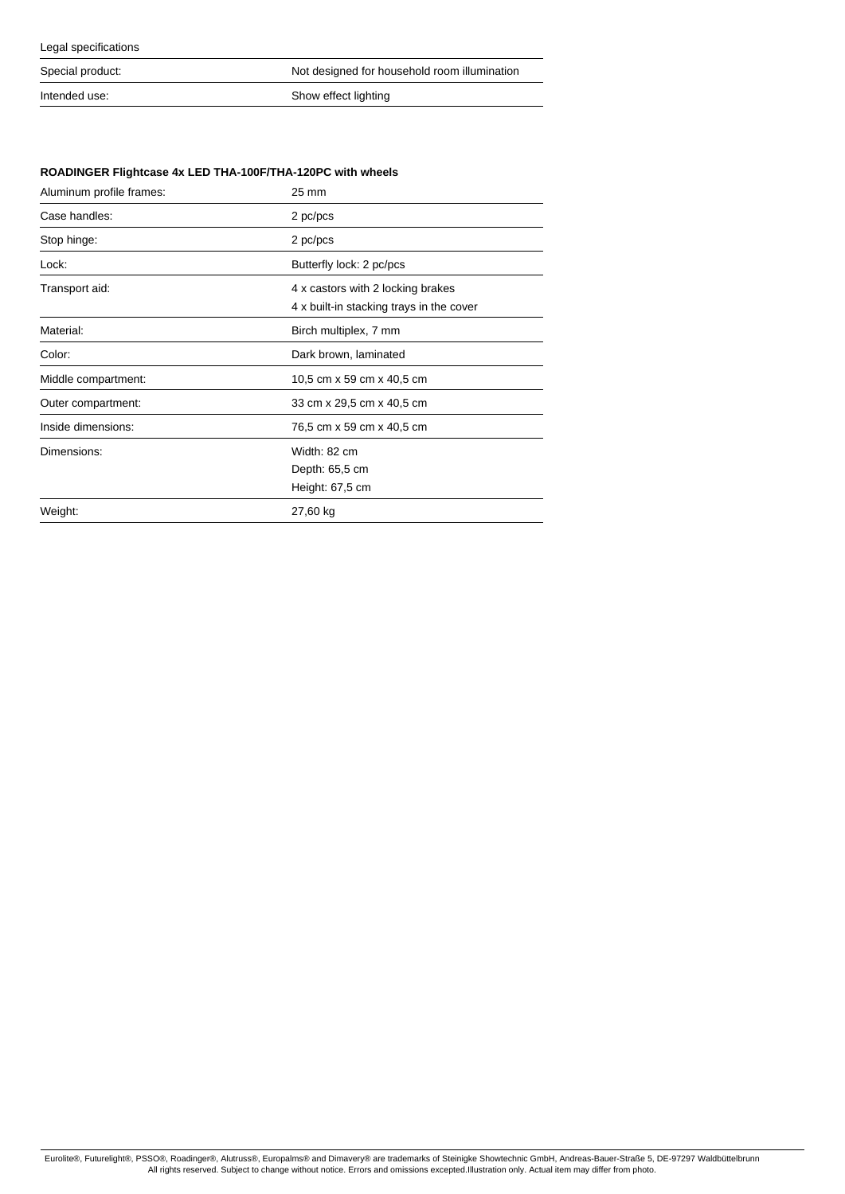| Legal specifications | |
| --- | --- |
| Special product: | Not designed for household room illumination |
| Intended use: | Show effect lighting |

**ROADINGER Flightcase 4x LED THA-100F/THA-120PC with wheels**

| | |
| --- | --- |
| Aluminum profile frames: | 25 mm |
| Case handles: | 2 pc/pcs |
| Stop hinge: | 2 pc/pcs |
| Lock: | Butterfly lock: 2 pc/pcs |
| Transport aid: | 4 x castors with 2 locking brakes<br>4 x built-in stacking trays in the cover |
| Material: | Birch multiplex, 7 mm |
| Color: | Dark brown, laminated |
| Middle compartment: | 10,5 cm x 59 cm x 40,5 cm |
| Outer compartment: | 33 cm x 29,5 cm x 40,5 cm |
| Inside dimensions: | 76,5 cm x 59 cm x 40,5 cm |
| Dimensions: | Width: 82 cm<br>Depth: 65,5 cm<br>Height: 67,5 cm |
| Weight: | 27,60 kg |

Eurolite®, Futurelight®, PSSO®, Roadinger®, Alutruss®, Europalms® and Dimavery® are trademarks of Steinigke Showtechnic GmbH, Andreas-Bauer-Straße 5, DE-97297 Waldbüttelbrunn
All rights reserved. Subject to change without notice. Errors and omissions excepted.Illustration only. Actual item may differ from photo.